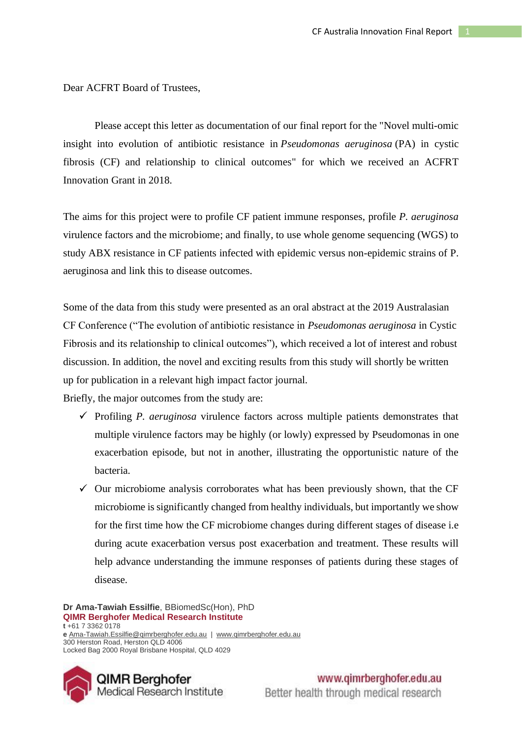Dear ACFRT Board of Trustees,

Please accept this letter as documentation of our final report for the "Novel multi-omic insight into evolution of antibiotic resistance in *Pseudomonas aeruginosa* (PA) in cystic fibrosis (CF) and relationship to clinical outcomes" for which we received an ACFRT Innovation Grant in 2018.

The aims for this project were to profile CF patient immune responses, profile *P. aeruginosa* virulence factors and the microbiome; and finally, to use whole genome sequencing (WGS) to study ABX resistance in CF patients infected with epidemic versus non-epidemic strains of P. aeruginosa and link this to disease outcomes.

Some of the data from this study were presented as an oral abstract at the 2019 Australasian CF Conference ("The evolution of antibiotic resistance in *Pseudomonas aeruginosa* in Cystic Fibrosis and its relationship to clinical outcomes"), which received a lot of interest and robust discussion. In addition, the novel and exciting results from this study will shortly be written up for publication in a relevant high impact factor journal.

Briefly, the major outcomes from the study are:

- ✓ Profiling *P. aeruginosa* virulence factors across multiple patients demonstrates that multiple virulence factors may be highly (or lowly) expressed by Pseudomonas in one exacerbation episode, but not in another, illustrating the opportunistic nature of the bacteria.
- ✓ Our microbiome analysis corroborates what has been previously shown, that the CF microbiome is significantly changed from healthy individuals, but importantly we show for the first time how the CF microbiome changes during different stages of disease i.e during acute exacerbation versus post exacerbation and treatment. These results will help advance understanding the immune responses of patients during these stages of disease.

**Dr Ama-Tawiah Essilfie**, BBiomedSc(Hon), PhD
**QIMR Berghofer Medical Research Institute**
**t** +61 7 3362 0178
**e** Ama-Tawiah.Essilfie@qimrberghofer.edu.au | www.qimrberghofer.edu.au
300 Herston Road, Herston QLD 4006
Locked Bag 2000 Royal Brisbane Hospital, QLD 4029

QIMR Berghofer Medical Research Institute

www.qimrberghofer.edu.au
Better health through medical research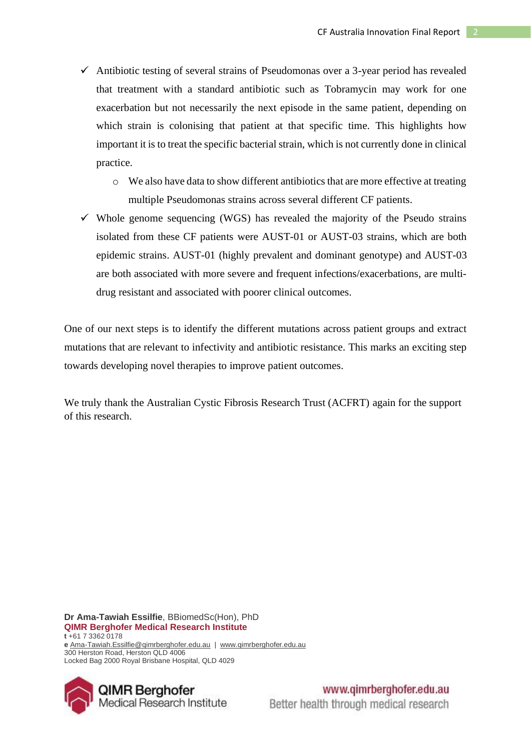- ✓ Antibiotic testing of several strains of Pseudomonas over a 3-year period has revealed that treatment with a standard antibiotic such as Tobramycin may work for one exacerbation but not necessarily the next episode in the same patient, depending on which strain is colonising that patient at that specific time. This highlights how important it is to treat the specific bacterial strain, which is not currently done in clinical practice.
    - We also have data to show different antibiotics that are more effective at treating multiple Pseudomonas strains across several different CF patients.
- ✓ Whole genome sequencing (WGS) has revealed the majority of the Pseudo strains isolated from these CF patients were AUST-01 or AUST-03 strains, which are both epidemic strains. AUST-01 (highly prevalent and dominant genotype) and AUST-03 are both associated with more severe and frequent infections/exacerbations, are multi-drug resistant and associated with poorer clinical outcomes.

One of our next steps is to identify the different mutations across patient groups and extract mutations that are relevant to infectivity and antibiotic resistance. This marks an exciting step towards developing novel therapies to improve patient outcomes.

We truly thank the Australian Cystic Fibrosis Research Trust (ACFRT) again for the support of this research.

**Dr Ama-Tawiah Essilfie**, BBiomedSc(Hon), PhD
**QIMR Berghofer Medical Research Institute**
**t** +61 7 3362 0178
**e** Ama-Tawiah.Essilfie@qimrberghofer.edu.au | www.qimrberghofer.edu.au
300 Herston Road, Herston QLD 4006
Locked Bag 2000 Royal Brisbane Hospital, QLD 4029

QIMR Berghofer Medical Research Institute

www.qimrberghofer.edu.au
Better health through medical research